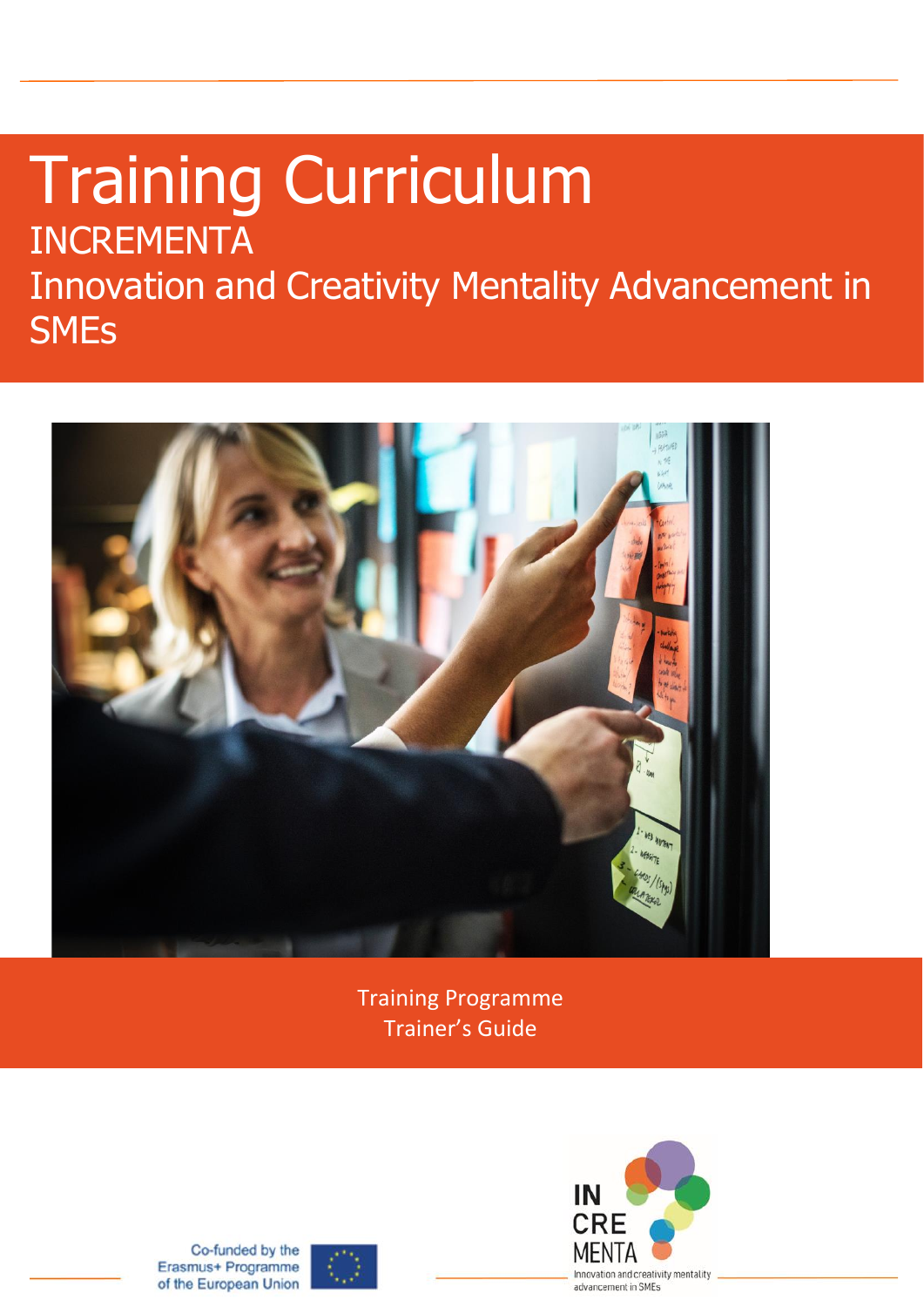# Training Curriculum

## INCREMENTA

## Innovation and Creativity Mentality Advancement in SMEs

Training Programme
Trainer's Guide

Co-funded by the Erasmus+ Programme of the European Union

IN CRE MENTA
Innovation and creativity mentality advancement in SMEs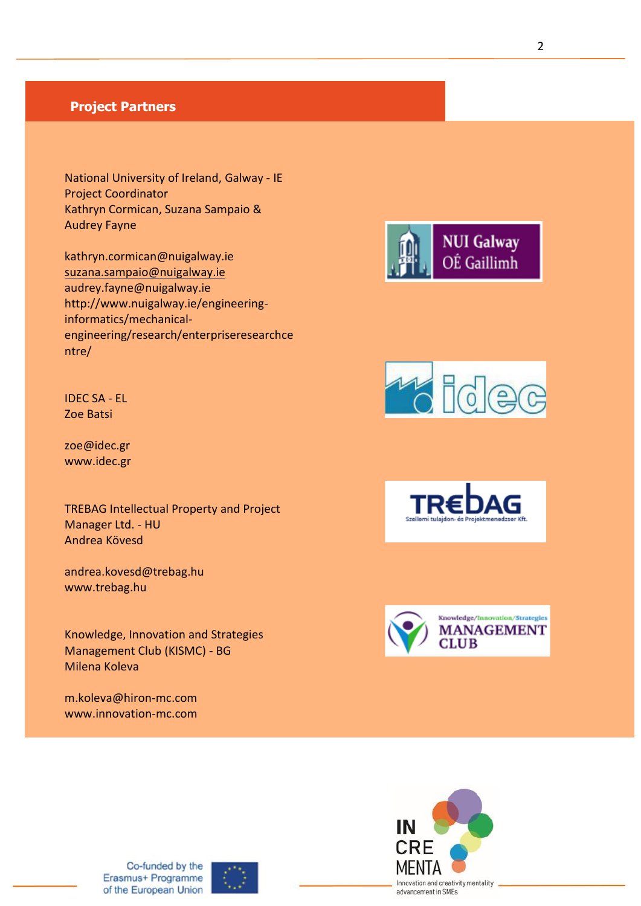## Project Partners

National University of Ireland, Galway - IE
Project Coordinator
Kathryn Cormican, Suzana Sampaio &
Audrey Fayne

kathryn.cormican@nuigalway.ie
suzana.sampaio@nuigalway.ie
audrey.fayne@nuigalway.ie
http://www.nuigalway.ie/engineering-informatics/mechanical-engineering/research/enterpriseresearchcentre/

IDEC SA - EL
Zoe Batsi

zoe@idec.gr
www.idec.gr

TREBAG Intellectual Property and Project Manager Ltd. - HU
Andrea Kövesd

andrea.kovesd@trebag.hu
www.trebag.hu

Knowledge, Innovation and Strategies Management Club (KISMC) - BG
Milena Koleva

m.koleva@hiron-mc.com
www.innovation-mc.com

Co-funded by the Erasmus+ Programme of the European Union

INCREMENTA
Innovation and creativity mentality advancement in SMEs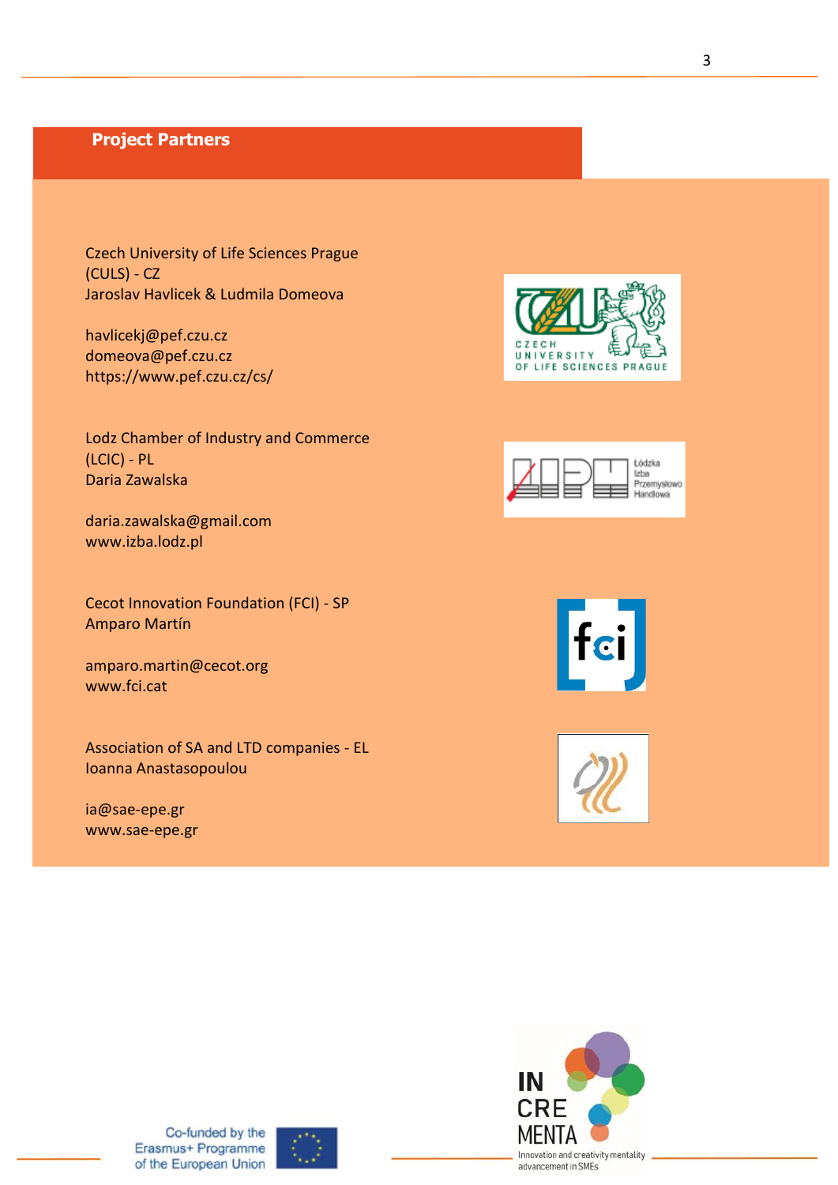## Project Partners

Czech University of Life Sciences Prague (CULS) - CZ
Jaroslav Havlicek & Ludmila Domeova

havlicekj@pef.czu.cz
domeova@pef.czu.cz
https://www.pef.czu.cz/cs/

Lodz Chamber of Industry and Commerce (LCIC) - PL
Daria Zawalska

daria.zawalska@gmail.com
www.izba.lodz.pl

Cecot Innovation Foundation (FCI) - SP
Amparo Martín

amparo.martin@cecot.org
www.fci.cat

Association of SA and LTD companies - EL
Ioanna Anastasopoulou

ia@sae-epe.gr
www.sae-epe.gr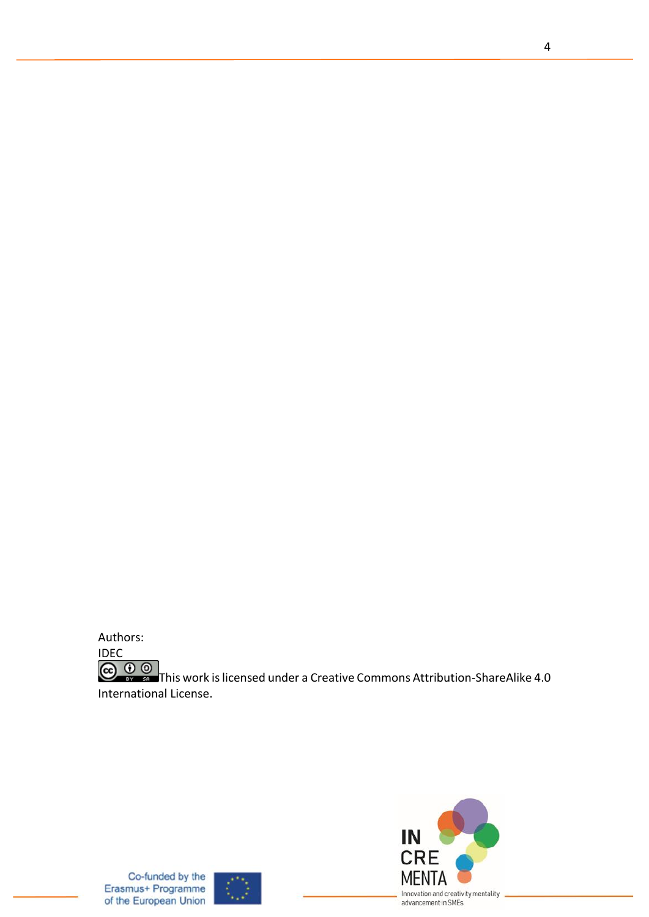Authors:
IDEC
This work is licensed under a Creative Commons Attribution-ShareAlike 4.0 International License.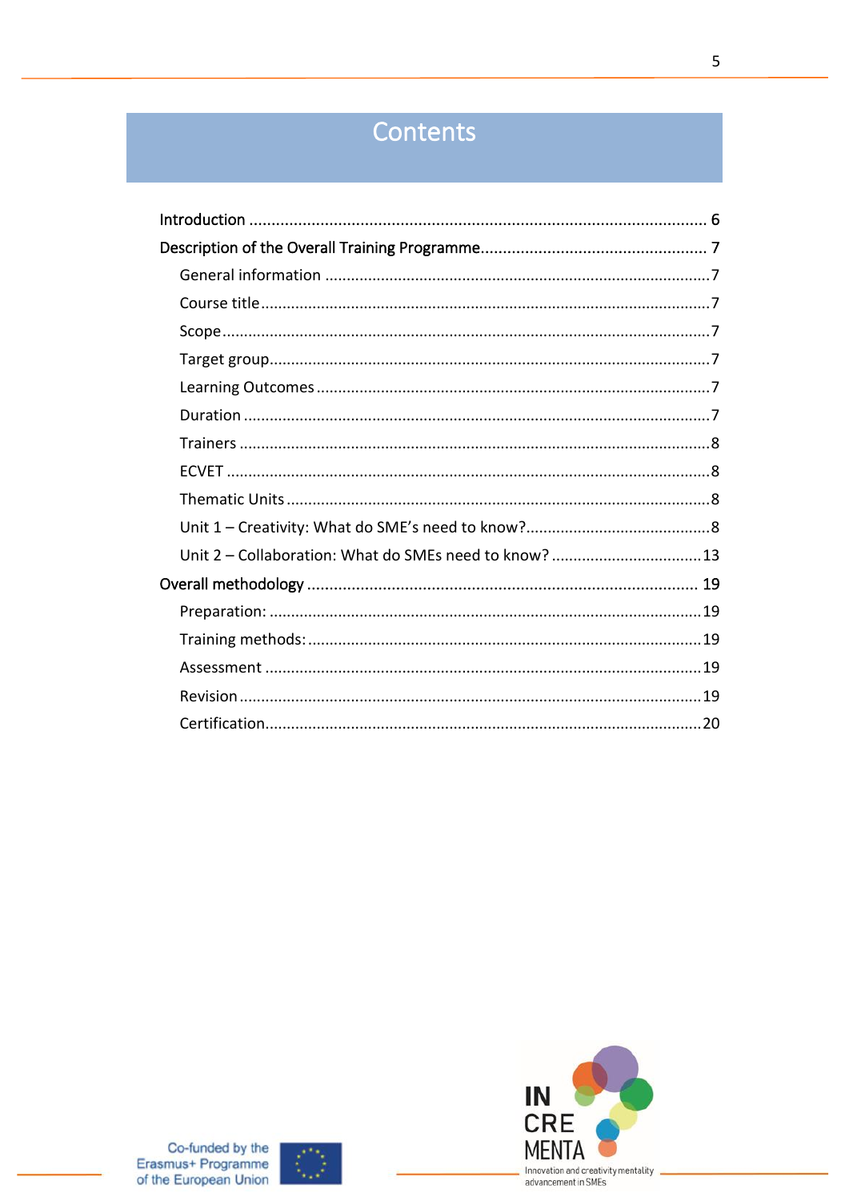# Contents

- Introduction ........ 6
- Description of the Overall Training Programme ........ 7
  - General information ........ 7
  - Course title ........ 7
  - Scope ........ 7
  - Target group ........ 7
  - Learning Outcomes ........ 7
  - Duration ........ 7
  - Trainers ........ 8
  - ECVET ........ 8
  - Thematic Units ........ 8
  - Unit 1 – Creativity: What do SME's need to know? ........ 8
  - Unit 2 – Collaboration: What do SMEs need to know? ........ 13
- Overall methodology ........ 19
  - Preparation: ........ 19
  - Training methods: ........ 19
  - Assessment ........ 19
  - Revision ........ 19
  - Certification ........ 20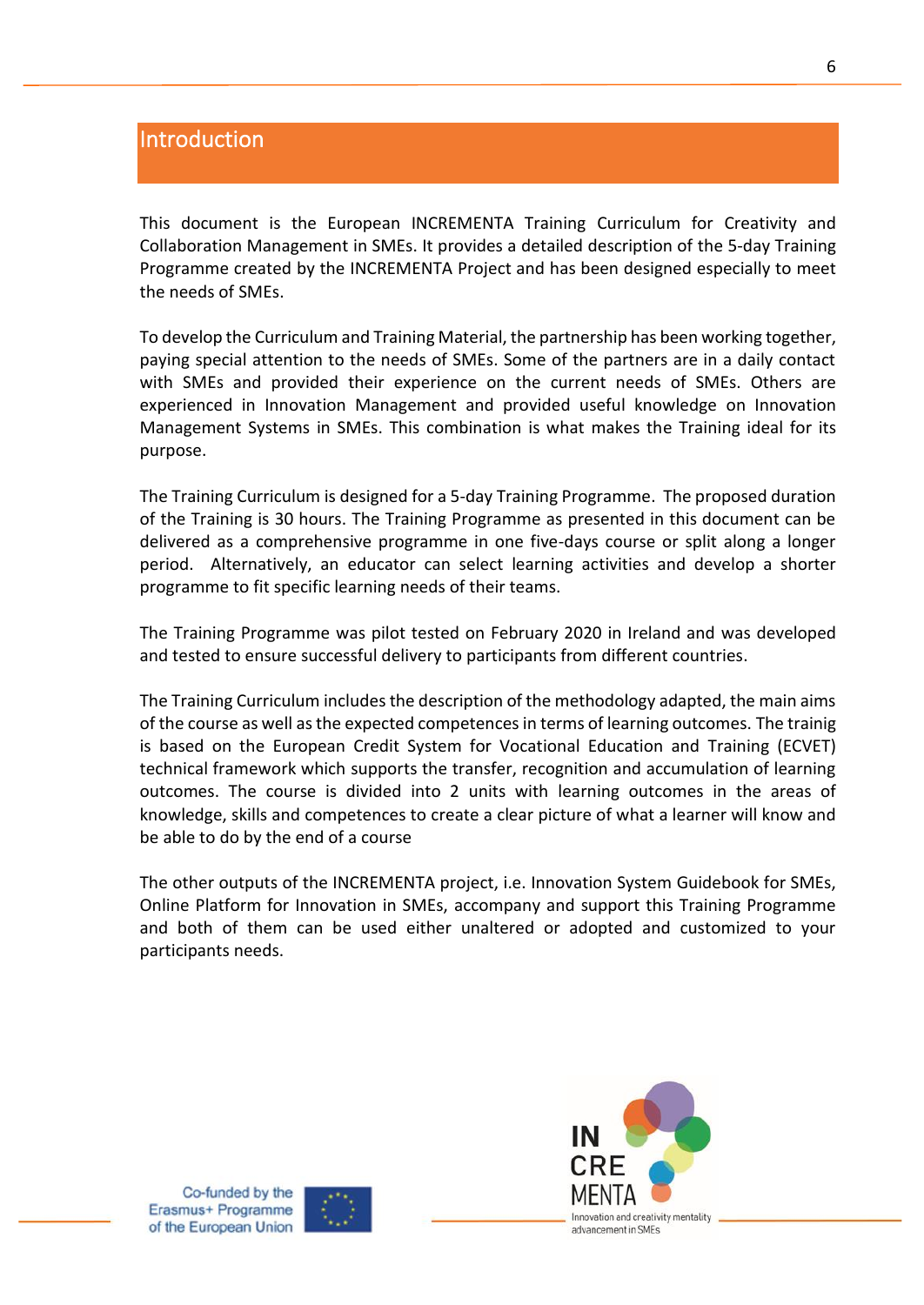# Introduction

This document is the European INCREMENTA Training Curriculum for Creativity and Collaboration Management in SMEs. It provides a detailed description of the 5-day Training Programme created by the INCREMENTA Project and has been designed especially to meet the needs of SMEs.

To develop the Curriculum and Training Material, the partnership has been working together, paying special attention to the needs of SMEs. Some of the partners are in a daily contact with SMEs and provided their experience on the current needs of SMEs. Others are experienced in Innovation Management and provided useful knowledge on Innovation Management Systems in SMEs. This combination is what makes the Training ideal for its purpose.

The Training Curriculum is designed for a 5-day Training Programme. The proposed duration of the Training is 30 hours. The Training Programme as presented in this document can be delivered as a comprehensive programme in one five-days course or split along a longer period. Alternatively, an educator can select learning activities and develop a shorter programme to fit specific learning needs of their teams.

The Training Programme was pilot tested on February 2020 in Ireland and was developed and tested to ensure successful delivery to participants from different countries.

The Training Curriculum includes the description of the methodology adapted, the main aims of the course as well as the expected competences in terms of learning outcomes. The trainig is based on the European Credit System for Vocational Education and Training (ECVET) technical framework which supports the transfer, recognition and accumulation of learning outcomes. The course is divided into 2 units with learning outcomes in the areas of knowledge, skills and competences to create a clear picture of what a learner will know and be able to do by the end of a course

The other outputs of the INCREMENTA project, i.e. Innovation System Guidebook for SMEs, Online Platform for Innovation in SMEs, accompany and support this Training Programme and both of them can be used either unaltered or adopted and customized to your participants needs.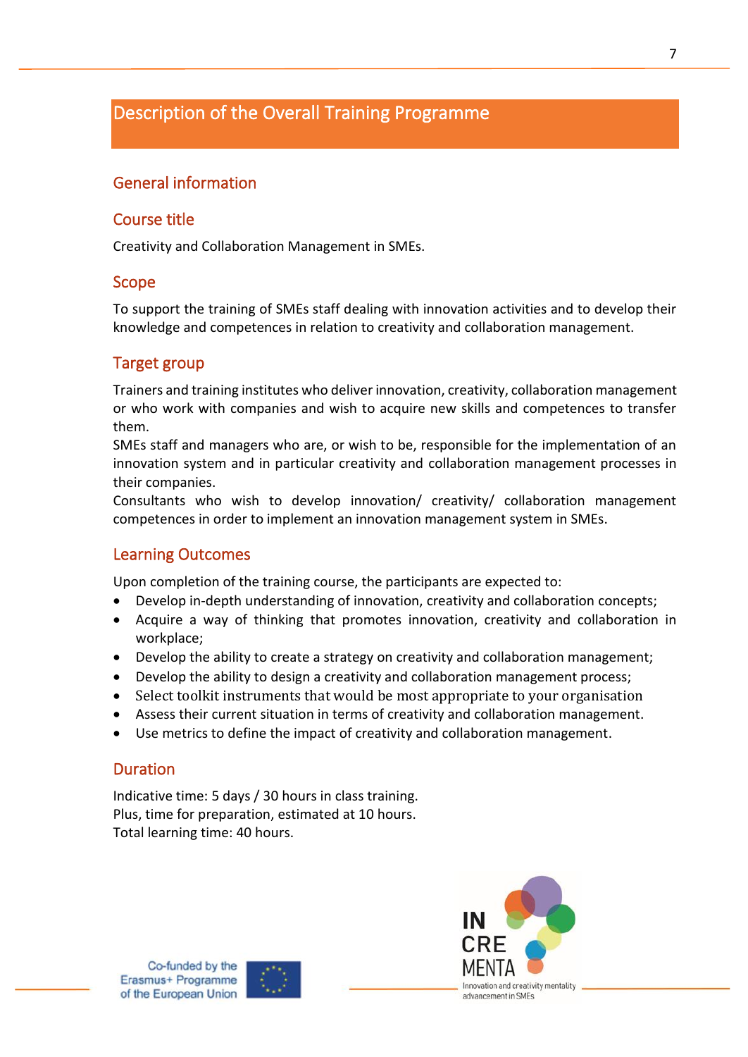# Description of the Overall Training Programme

## General information

### Course title

Creativity and Collaboration Management in SMEs.

### Scope

To support the training of SMEs staff dealing with innovation activities and to develop their knowledge and competences in relation to creativity and collaboration management.

### Target group

Trainers and training institutes who deliver innovation, creativity, collaboration management or who work with companies and wish to acquire new skills and competences to transfer them.
SMEs staff and managers who are, or wish to be, responsible for the implementation of an innovation system and in particular creativity and collaboration management processes in their companies.
Consultants who wish to develop innovation/ creativity/ collaboration management competences in order to implement an innovation management system in SMEs.

### Learning Outcomes

Upon completion of the training course, the participants are expected to:

- Develop in-depth understanding of innovation, creativity and collaboration concepts;
- Acquire a way of thinking that promotes innovation, creativity and collaboration in workplace;
- Develop the ability to create a strategy on creativity and collaboration management;
- Develop the ability to design a creativity and collaboration management process;
- Select toolkit instruments that would be most appropriate to your organisation
- Assess their current situation in terms of creativity and collaboration management.
- Use metrics to define the impact of creativity and collaboration management.

### Duration

Indicative time: 5 days / 30 hours in class training.
Plus, time for preparation, estimated at 10 hours.
Total learning time: 40 hours.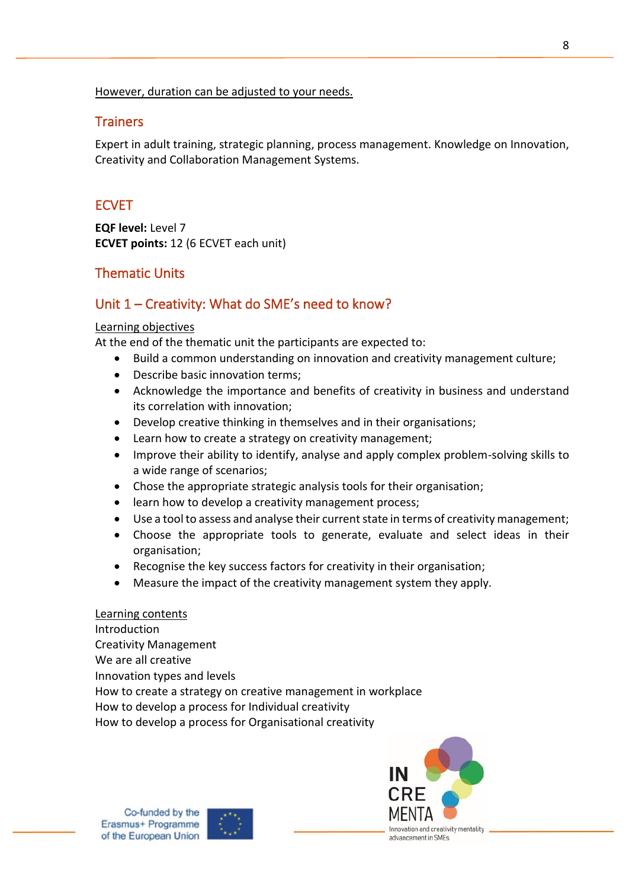However, duration can be adjusted to your needs.

## Trainers

Expert in adult training, strategic planning, process management. Knowledge on Innovation, Creativity and Collaboration Management Systems.

## ECVET

**EQF level:** Level 7
**ECVET points:** 12 (6 ECVET each unit)

## Thematic Units

## Unit 1 – Creativity: What do SME's need to know?

Learning objectives

At the end of the thematic unit the participants are expected to:

- Build a common understanding on innovation and creativity management culture;
- Describe basic innovation terms;
- Acknowledge the importance and benefits of creativity in business and understand its correlation with innovation;
- Develop creative thinking in themselves and in their organisations;
- Learn how to create a strategy on creativity management;
- Improve their ability to identify, analyse and apply complex problem-solving skills to a wide range of scenarios;
- Chose the appropriate strategic analysis tools for their organisation;
- learn how to develop a creativity management process;
- Use a tool to assess and analyse their current state in terms of creativity management;
- Choose the appropriate tools to generate, evaluate and select ideas in their organisation;
- Recognise the key success factors for creativity in their organisation;
- Measure the impact of the creativity management system they apply.

Learning contents

Introduction
Creativity Management
We are all creative
Innovation types and levels
How to create a strategy on creative management in workplace
How to develop a process for Individual creativity
How to develop a process for Organisational creativity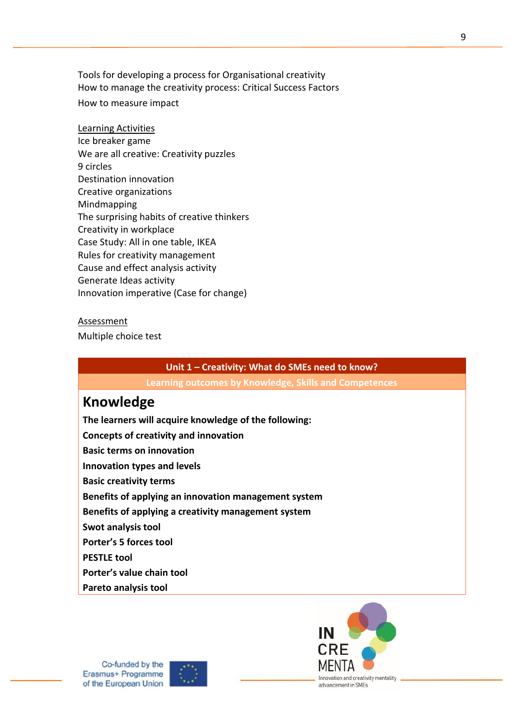Tools for developing a process for Organisational creativity
How to manage the creativity process: Critical Success Factors
How to measure impact

Learning Activities
Ice breaker game
We are all creative: Creativity puzzles
9 circles
Destination innovation
Creative organizations
Mindmapping
The surprising habits of creative thinkers
Creativity in workplace
Case Study: All in one table, IKEA
Rules for creativity management
Cause and effect analysis activity
Generate Ideas activity
Innovation imperative (Case for change)

Assessment
Multiple choice test

| Unit 1 – Creativity: What do SMEs need to know? |
|---|
| Learning outcomes by Knowledge, Skills and Competences |
| **Knowledge**<br>**The learners will acquire knowledge of the following:**<br>**Concepts of creativity and innovation**<br>**Basic terms on innovation**<br>**Innovation types and levels**<br>**Basic creativity terms**<br>**Benefits of applying an innovation management system**<br>**Benefits of applying a creativity management system**<br>**Swot analysis tool**<br>**Porter's 5 forces tool**<br>**PESTLE tool**<br>**Porter's value chain tool**<br>**Pareto analysis tool** |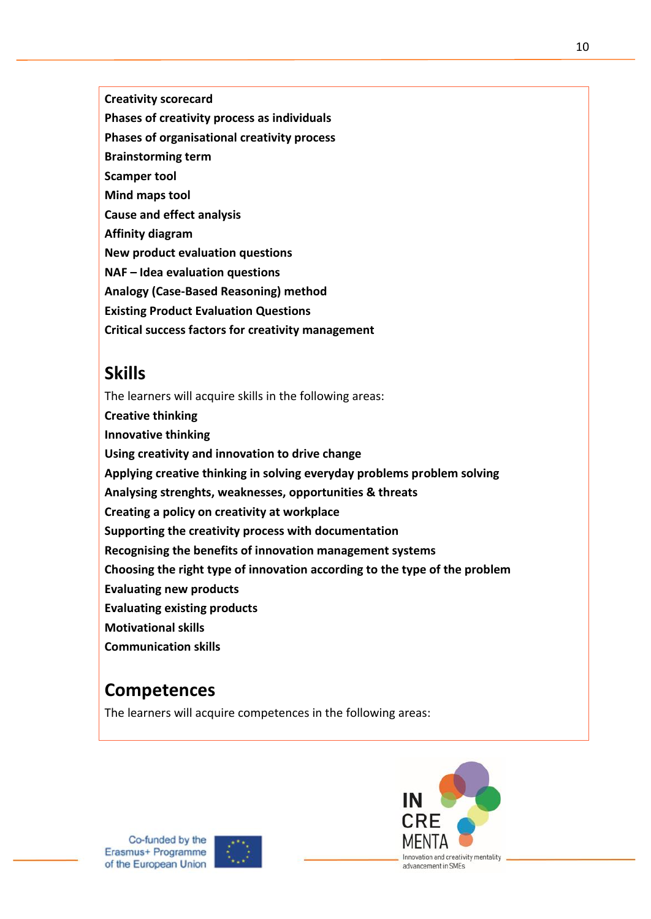**Creativity scorecard**
**Phases of creativity process as individuals**
**Phases of organisational creativity process**
**Brainstorming term**
**Scamper tool**
**Mind maps tool**
**Cause and effect analysis**
**Affinity diagram**
**New product evaluation questions**
**NAF – Idea evaluation questions**
**Analogy (Case-Based Reasoning) method**
**Existing Product Evaluation Questions**
**Critical success factors for creativity management**

## Skills

The learners will acquire skills in the following areas:

**Creative thinking**
**Innovative thinking**
**Using creativity and innovation to drive change**
**Applying creative thinking in solving everyday problems problem solving**
**Analysing strenghts, weaknesses, opportunities & threats**
**Creating a policy on creativity at workplace**
**Supporting the creativity process with documentation**
**Recognising the benefits of innovation management systems**
**Choosing the right type of innovation according to the type of the problem**
**Evaluating new products**
**Evaluating existing products**
**Motivational skills**
**Communication skills**

## Competences

The learners will acquire competences in the following areas: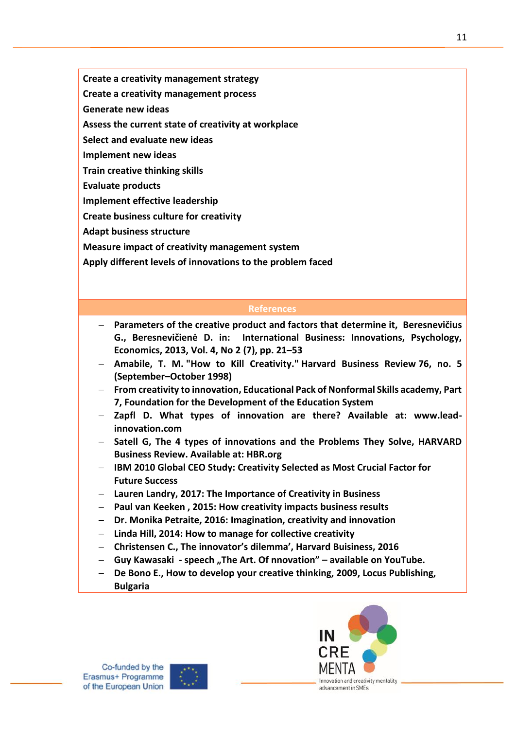**Create a creativity management strategy**
**Create a creativity management process**
**Generate new ideas**
**Assess the current state of creativity at workplace**
**Select and evaluate new ideas**
**Implement new ideas**
**Train creative thinking skills**
**Evaluate products**
**Implement effective leadership**
**Create business culture for creativity**
**Adapt business structure**
**Measure impact of creativity management system**
**Apply different levels of innovations to the problem faced**

## References

- **Parameters of the creative product and factors that determine it, Beresnevičius G., Beresnevičienė D. in: International Business: Innovations, Psychology, Economics, 2013, Vol. 4, No 2 (7), pp. 21–53**
- **Amabile, T. M. "How to Kill Creativity." Harvard Business Review 76, no. 5 (September–October 1998)**
- **From creativity to innovation, Educational Pack of Nonformal Skills academy, Part 7, Foundation for the Development of the Education System**
- **Zapfl D. What types of innovation are there? Available at: www.lead-innovation.com**
- **Satell G, The 4 types of innovations and the Problems They Solve, HARVARD Business Review. Available at: HBR.org**
- **IBM 2010 Global CEO Study: Creativity Selected as Most Crucial Factor for Future Success**
- **Lauren Landry, 2017: The Importance of Creativity in Business**
- **Paul van Keeken , 2015: How creativity impacts business results**
- **Dr. Monika Petraite, 2016: Imagination, creativity and innovation**
- **Linda Hill, 2014: How to manage for collective creativity**
- **Christensen C., The innovator's dilemma', Harvard Buisiness, 2016**
- **Guy Kawasaki - speech „The Art. Of nnovation" – available on YouTube.**
- **De Bono E., How to develop your creative thinking, 2009, Locus Publishing, Bulgaria**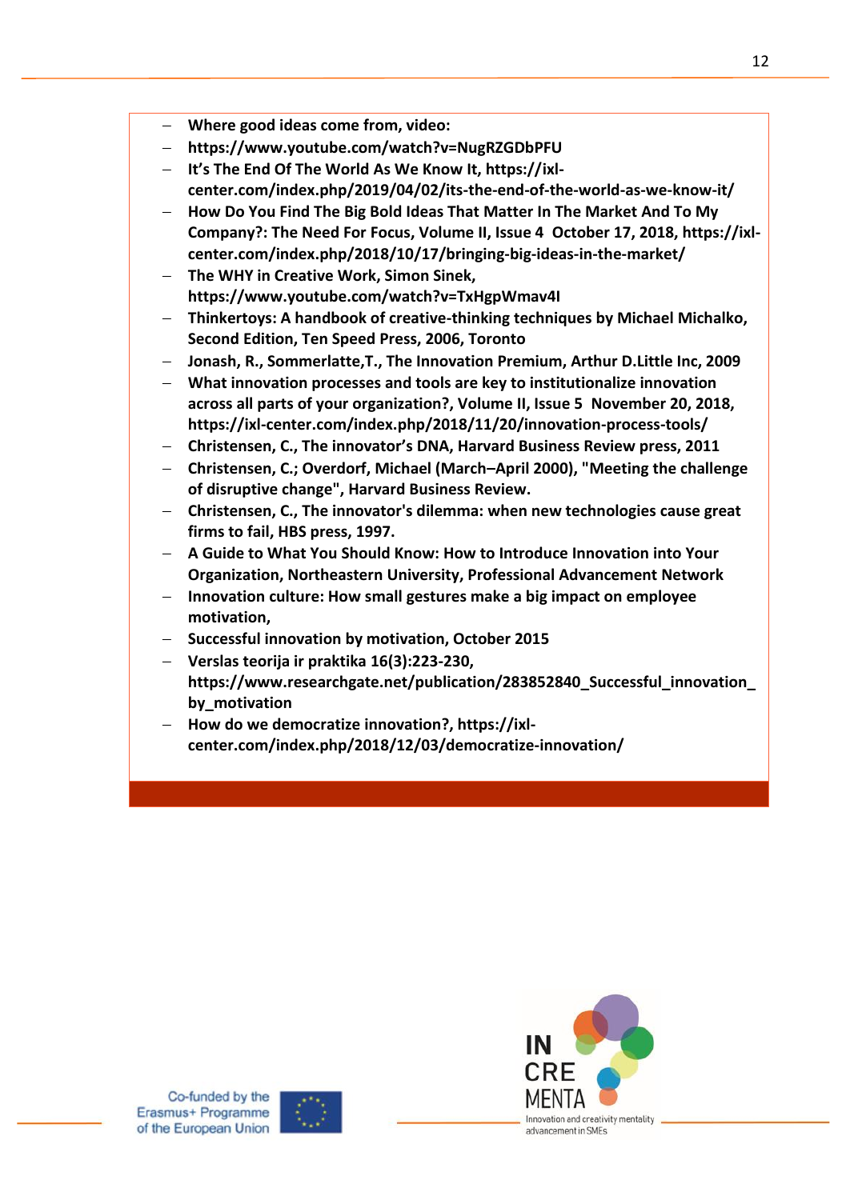- **Where good ideas come from, video:**
- **https://www.youtube.com/watch?v=NugRZGDbPFU**
- **It's The End Of The World As We Know It, https://ixl-center.com/index.php/2019/04/02/its-the-end-of-the-world-as-we-know-it/**
- **How Do You Find The Big Bold Ideas That Matter In The Market And To My Company?: The Need For Focus, Volume II, Issue 4 October 17, 2018, https://ixl-center.com/index.php/2018/10/17/bringing-big-ideas-in-the-market/**
- **The WHY in Creative Work, Simon Sinek, https://www.youtube.com/watch?v=TxHgpWmav4I**
- **Thinkertoys: A handbook of creative-thinking techniques by Michael Michalko, Second Edition, Ten Speed Press, 2006, Toronto**
- **Jonash, R., Sommerlatte,T., The Innovation Premium, Arthur D.Little Inc, 2009**
- **What innovation processes and tools are key to institutionalize innovation across all parts of your organization?, Volume II, Issue 5 November 20, 2018, https://ixl-center.com/index.php/2018/11/20/innovation-process-tools/**
- **Christensen, C., The innovator's DNA, Harvard Business Review press, 2011**
- **Christensen, C.; Overdorf, Michael (March–April 2000), "Meeting the challenge of disruptive change", Harvard Business Review.**
- **Christensen, C., The innovator's dilemma: when new technologies cause great firms to fail, HBS press, 1997.**
- **A Guide to What You Should Know: How to Introduce Innovation into Your Organization, Northeastern University, Professional Advancement Network**
- **Innovation culture: How small gestures make a big impact on employee motivation,**
- **Successful innovation by motivation, October 2015**
- **Verslas teorija ir praktika 16(3):223-230, https://www.researchgate.net/publication/283852840_Successful_innovation_by_motivation**
- **How do we democratize innovation?, https://ixl-center.com/index.php/2018/12/03/democratize-innovation/**

Co-funded by the Erasmus+ Programme of the European Union

IN CRE MENTA Innovation and creativity mentality advancement in SMEs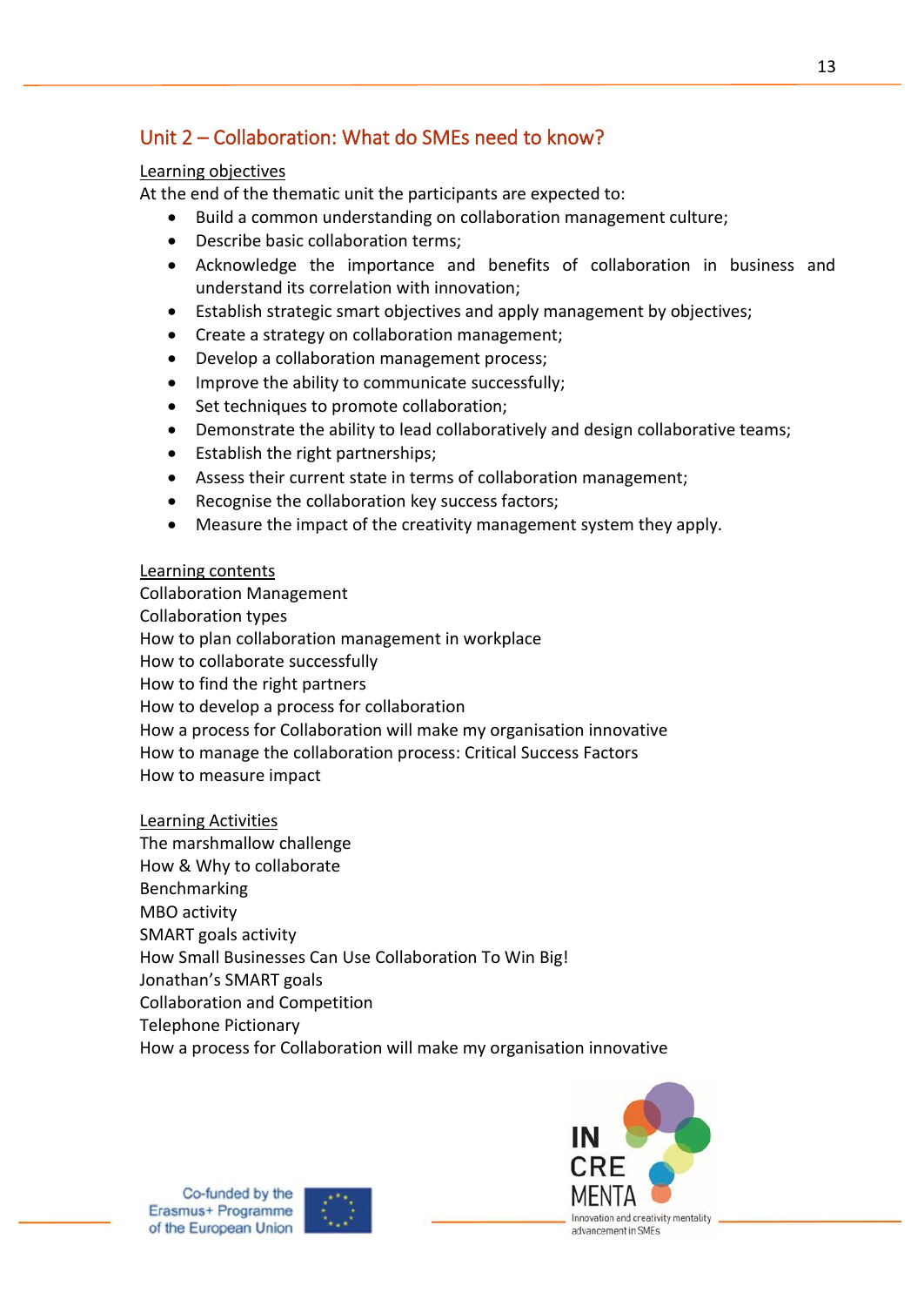## Unit 2 – Collaboration: What do SMEs need to know?

<u>Learning objectives</u>

At the end of the thematic unit the participants are expected to:

- Build a common understanding on collaboration management culture;
- Describe basic collaboration terms;
- Acknowledge the importance and benefits of collaboration in business and understand its correlation with innovation;
- Establish strategic smart objectives and apply management by objectives;
- Create a strategy on collaboration management;
- Develop a collaboration management process;
- Improve the ability to communicate successfully;
- Set techniques to promote collaboration;
- Demonstrate the ability to lead collaboratively and design collaborative teams;
- Establish the right partnerships;
- Assess their current state in terms of collaboration management;
- Recognise the collaboration key success factors;
- Measure the impact of the creativity management system they apply.

<u>Learning contents</u>

Collaboration Management
Collaboration types
How to plan collaboration management in workplace
How to collaborate successfully
How to find the right partners
How to develop a process for collaboration
How a process for Collaboration will make my organisation innovative
How to manage the collaboration process: Critical Success Factors
How to measure impact

<u>Learning Activities</u>

The marshmallow challenge
How & Why to collaborate
Benchmarking
MBO activity
SMART goals activity
How Small Businesses Can Use Collaboration To Win Big!
Jonathan's SMART goals
Collaboration and Competition
Telephone Pictionary
How a process for Collaboration will make my organisation innovative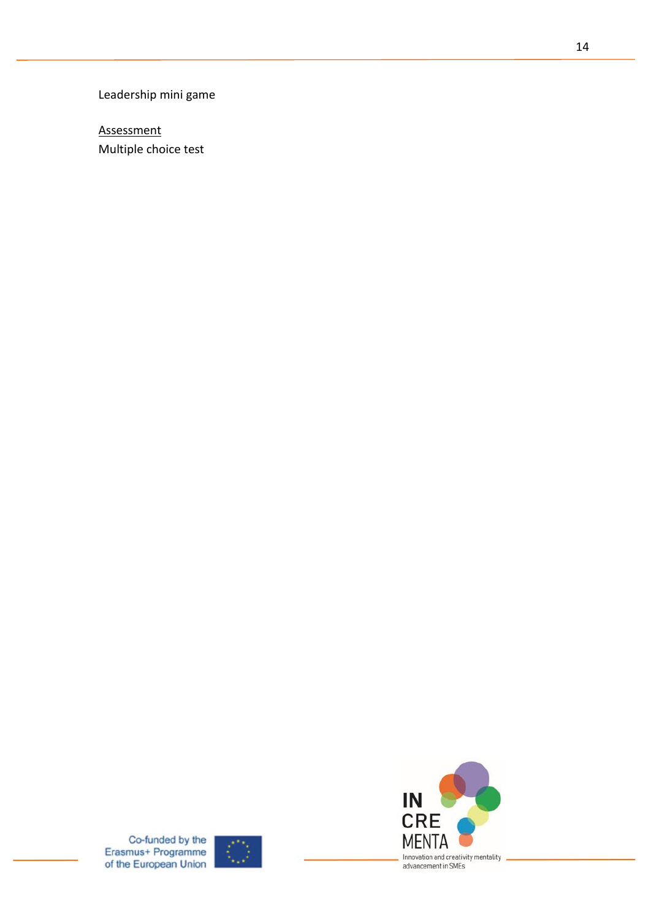Leadership mini game

<u>Assessment</u>

Multiple choice test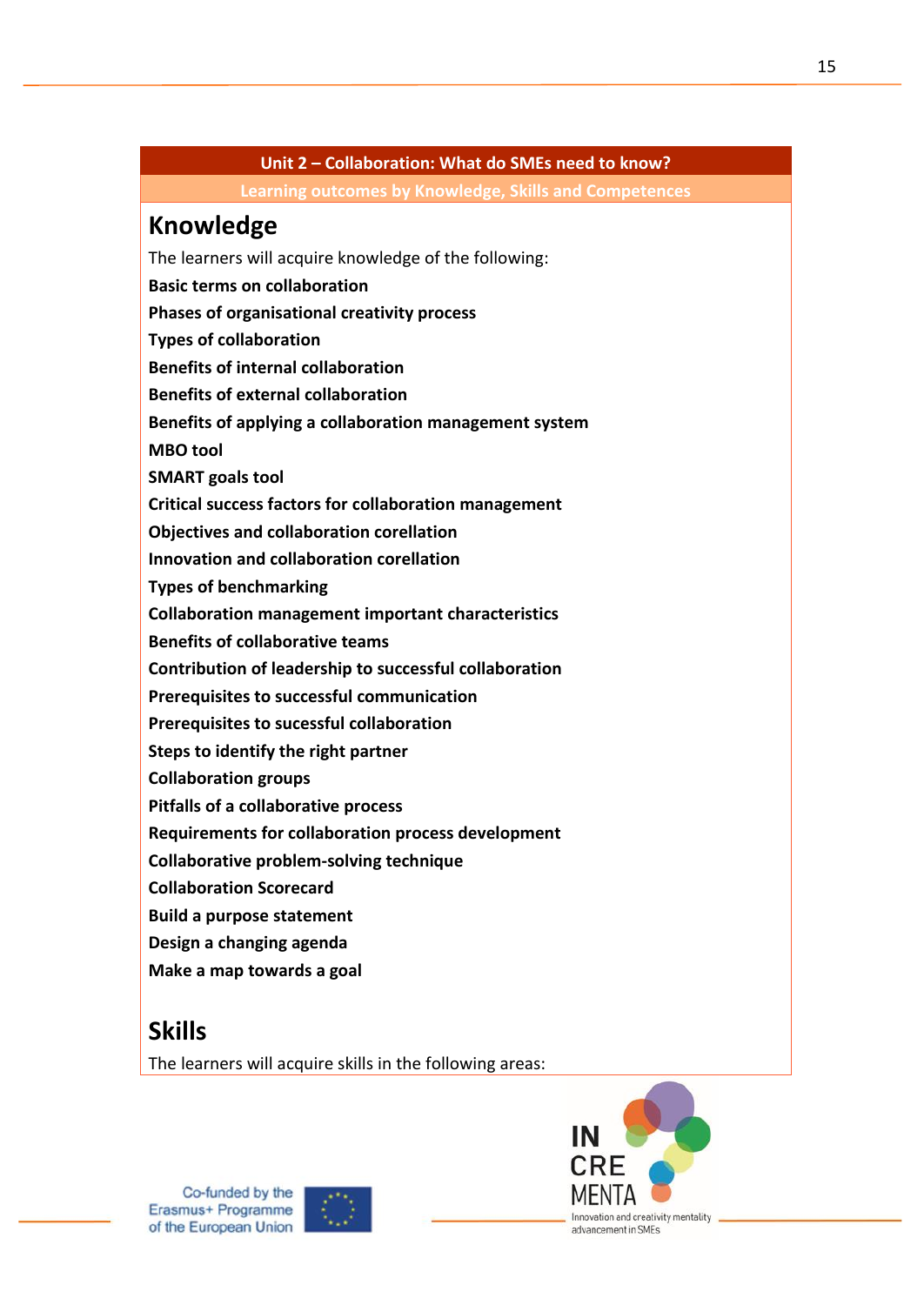**Unit 2 – Collaboration: What do SMEs need to know?**

**Learning outcomes by Knowledge, Skills and Competences**

## Knowledge

The learners will acquire knowledge of the following:

**Basic terms on collaboration**

**Phases of organisational creativity process**

**Types of collaboration**

**Benefits of internal collaboration**

**Benefits of external collaboration**

**Benefits of applying a collaboration management system**

**MBO tool**

**SMART goals tool**

**Critical success factors for collaboration management**

**Objectives and collaboration corellation**

**Innovation and collaboration corellation**

**Types of benchmarking**

**Collaboration management important characteristics**

**Benefits of collaborative teams**

**Contribution of leadership to successful collaboration**

**Prerequisites to successful communication**

**Prerequisites to sucessful collaboration**

**Steps to identify the right partner**

**Collaboration groups**

**Pitfalls of a collaborative process**

**Requirements for collaboration process development**

**Collaborative problem-solving technique**

**Collaboration Scorecard**

**Build a purpose statement**

**Design a changing agenda**

**Make a map towards a goal**

## Skills

The learners will acquire skills in the following areas: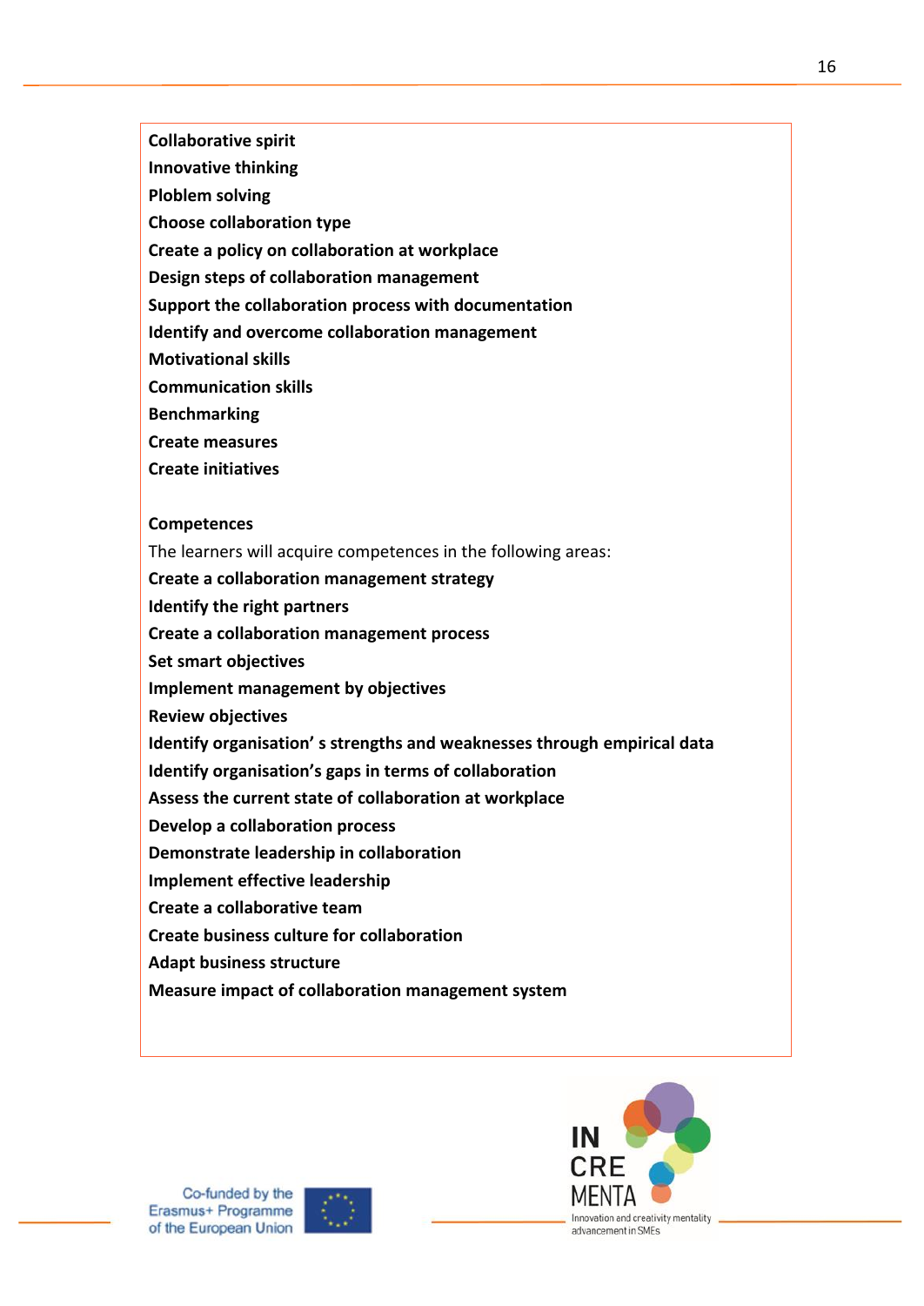**Collaborative spirit**

**Innovative thinking**

**Ploblem solving**

**Choose collaboration type**

**Create a policy on collaboration at workplace**

**Design steps of collaboration management**

**Support the collaboration process with documentation**

**Identify and overcome collaboration management**

**Motivational skills**

**Communication skills**

**Benchmarking**

**Create measures**

**Create initiatives**

**Competences**

The learners will acquire competences in the following areas:

**Create a collaboration management strategy**

**Identify the right partners**

**Create a collaboration management process**

**Set smart objectives**

**Implement management by objectives**

**Review objectives**

**Identify organisation' s strengths and weaknesses through empirical data**

**Identify organisation's gaps in terms of collaboration**

**Assess the current state of collaboration at workplace**

**Develop a collaboration process**

**Demonstrate leadership in collaboration**

**Implement effective leadership**

**Create a collaborative team**

**Create business culture for collaboration**

**Adapt business structure**

**Measure impact of collaboration management system**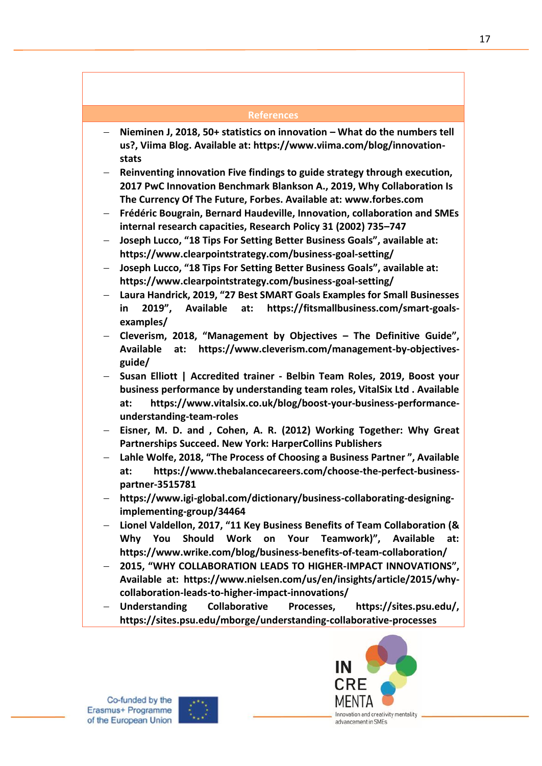## References

- **Nieminen J, 2018, 50+ statistics on innovation – What do the numbers tell us?, Viima Blog. Available at: https://www.viima.com/blog/innovation-stats**
- **Reinventing innovation Five findings to guide strategy through execution, 2017 PwC Innovation Benchmark Blankson A., 2019, Why Collaboration Is The Currency Of The Future, Forbes. Available at: www.forbes.com**
- **Frédéric Bougrain, Bernard Haudeville, Innovation, collaboration and SMEs internal research capacities, Research Policy 31 (2002) 735–747**
- **Joseph Lucco, "18 Tips For Setting Better Business Goals", available at: https://www.clearpointstrategy.com/business-goal-setting/**
- **Joseph Lucco, "18 Tips For Setting Better Business Goals", available at: https://www.clearpointstrategy.com/business-goal-setting/**
- **Laura Handrick, 2019, "27 Best SMART Goals Examples for Small Businesses in 2019", Available at: https://fitsmallbusiness.com/smart-goals-examples/**
- **Cleverism, 2018, "Management by Objectives – The Definitive Guide", Available at: https://www.cleverism.com/management-by-objectives-guide/**
- **Susan Elliott | Accredited trainer - Belbin Team Roles, 2019, Boost your business performance by understanding team roles, VitalSix Ltd . Available at: https://www.vitalsix.co.uk/blog/boost-your-business-performance-understanding-team-roles**
- **Eisner, M. D. and , Cohen, A. R. (2012) Working Together: Why Great Partnerships Succeed. New York: HarperCollins Publishers**
- **Lahle Wolfe, 2018, "The Process of Choosing a Business Partner ", Available at: https://www.thebalancecareers.com/choose-the-perfect-business-partner-3515781**
- **https://www.igi-global.com/dictionary/business-collaborating-designing-implementing-group/34464**
- **Lionel Valdellon, 2017, "11 Key Business Benefits of Team Collaboration (& Why You Should Work on Your Teamwork)", Available at: https://www.wrike.com/blog/business-benefits-of-team-collaboration/**
- **2015, "WHY COLLABORATION LEADS TO HIGHER-IMPACT INNOVATIONS", Available at: https://www.nielsen.com/us/en/insights/article/2015/why-collaboration-leads-to-higher-impact-innovations/**
- **Understanding Collaborative Processes, https://sites.psu.edu/, https://sites.psu.edu/mborge/understanding-collaborative-processes**

Co-funded by the Erasmus+ Programme of the European Union

IN CRE MENTA Innovation and creativity mentality advancement in SMEs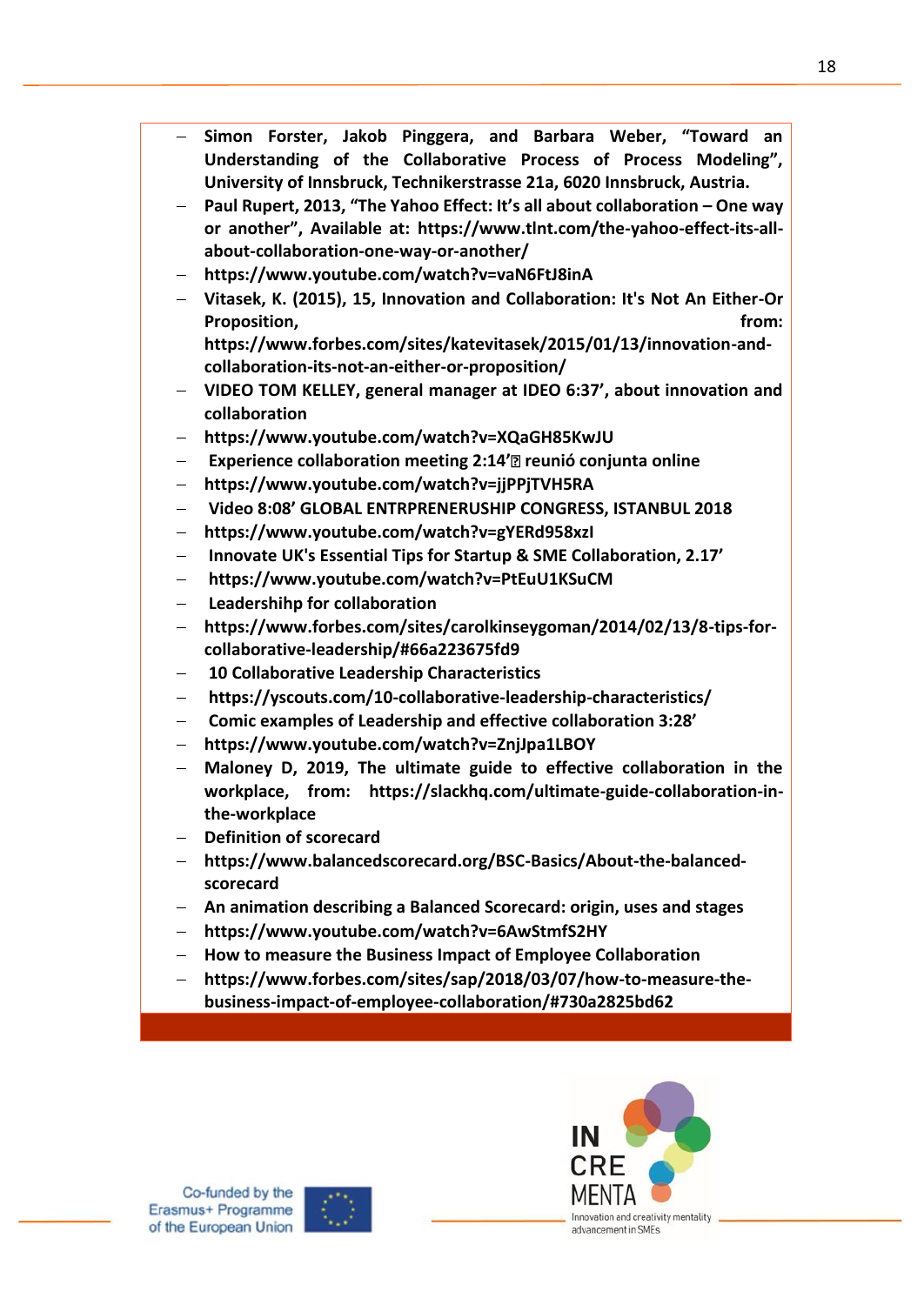- **Simon Forster, Jakob Pinggera, and Barbara Weber, "Toward an Understanding of the Collaborative Process of Process Modeling", University of Innsbruck, Technikerstrasse 21a, 6020 Innsbruck, Austria.**
- **Paul Rupert, 2013, "The Yahoo Effect: It's all about collaboration – One way or another", Available at: https://www.tlnt.com/the-yahoo-effect-its-all-about-collaboration-one-way-or-another/**
- **https://www.youtube.com/watch?v=vaN6FtJ8inA**
- **Vitasek, K. (2015), 15, Innovation and Collaboration: It's Not An Either-Or Proposition, from: https://www.forbes.com/sites/katevitasek/2015/01/13/innovation-and-collaboration-its-not-an-either-or-proposition/**
- **VIDEO TOM KELLEY, general manager at IDEO 6:37', about innovation and collaboration**
- **https://www.youtube.com/watch?v=XQaGH85KwJU**
- **Experience collaboration meeting 2:14' reunió conjunta online**
- **https://www.youtube.com/watch?v=jjPPjTVH5RA**
- **Video 8:08' GLOBAL ENTRPRENERUSHIP CONGRESS, ISTANBUL 2018**
- **https://www.youtube.com/watch?v=gYERd958xzI**
- **Innovate UK's Essential Tips for Startup & SME Collaboration, 2.17'**
- **https://www.youtube.com/watch?v=PtEuU1KSuCM**
- **Leadershihp for collaboration**
- **https://www.forbes.com/sites/carolkinseygoman/2014/02/13/8-tips-for-collaborative-leadership/#66a223675fd9**
- **10 Collaborative Leadership Characteristics**
- **https://yscouts.com/10-collaborative-leadership-characteristics/**
- **Comic examples of Leadership and effective collaboration 3:28'**
- **https://www.youtube.com/watch?v=ZnjJpa1LBOY**
- **Maloney D, 2019, The ultimate guide to effective collaboration in the workplace, from: https://slackhq.com/ultimate-guide-collaboration-in-the-workplace**
- **Definition of scorecard**
- **https://www.balancedscorecard.org/BSC-Basics/About-the-balanced-scorecard**
- **An animation describing a Balanced Scorecard: origin, uses and stages**
- **https://www.youtube.com/watch?v=6AwStmfS2HY**
- **How to measure the Business Impact of Employee Collaboration**
- **https://www.forbes.com/sites/sap/2018/03/07/how-to-measure-the-business-impact-of-employee-collaboration/#730a2825bd62**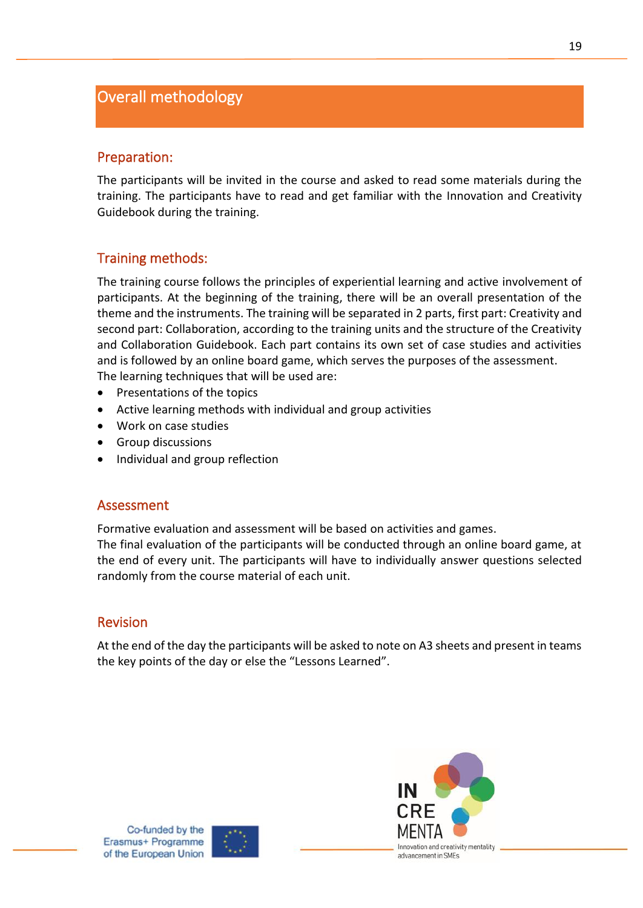## Overall methodology

### Preparation:

The participants will be invited in the course and asked to read some materials during the training. The participants have to read and get familiar with the Innovation and Creativity Guidebook during the training.

### Training methods:

The training course follows the principles of experiential learning and active involvement of participants. At the beginning of the training, there will be an overall presentation of the theme and the instruments. The training will be separated in 2 parts, first part: Creativity and second part: Collaboration, according to the training units and the structure of the Creativity and Collaboration Guidebook. Each part contains its own set of case studies and activities and is followed by an online board game, which serves the purposes of the assessment.
The learning techniques that will be used are:

- Presentations of the topics
- Active learning methods with individual and group activities
- Work on case studies
- Group discussions
- Individual and group reflection

### Assessment

Formative evaluation and assessment will be based on activities and games.
The final evaluation of the participants will be conducted through an online board game, at the end of every unit. The participants will have to individually answer questions selected randomly from the course material of each unit.

### Revision

At the end of the day the participants will be asked to note on A3 sheets and present in teams the key points of the day or else the "Lessons Learned".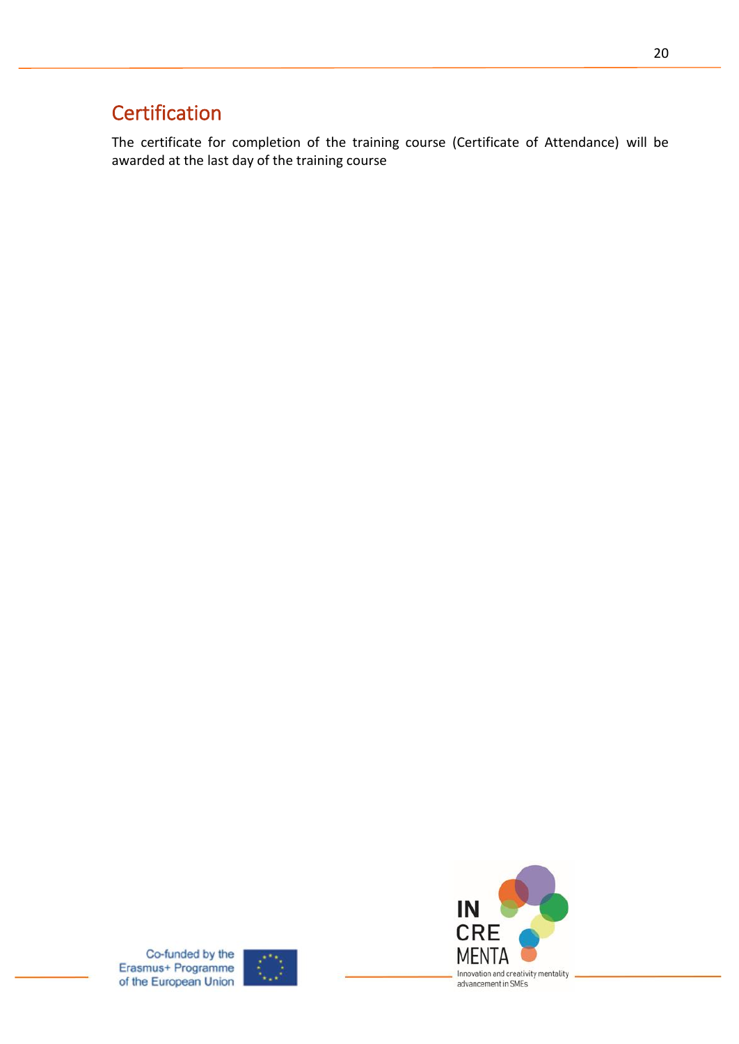## Certification

The certificate for completion of the training course (Certificate of Attendance) will be awarded at the last day of the training course